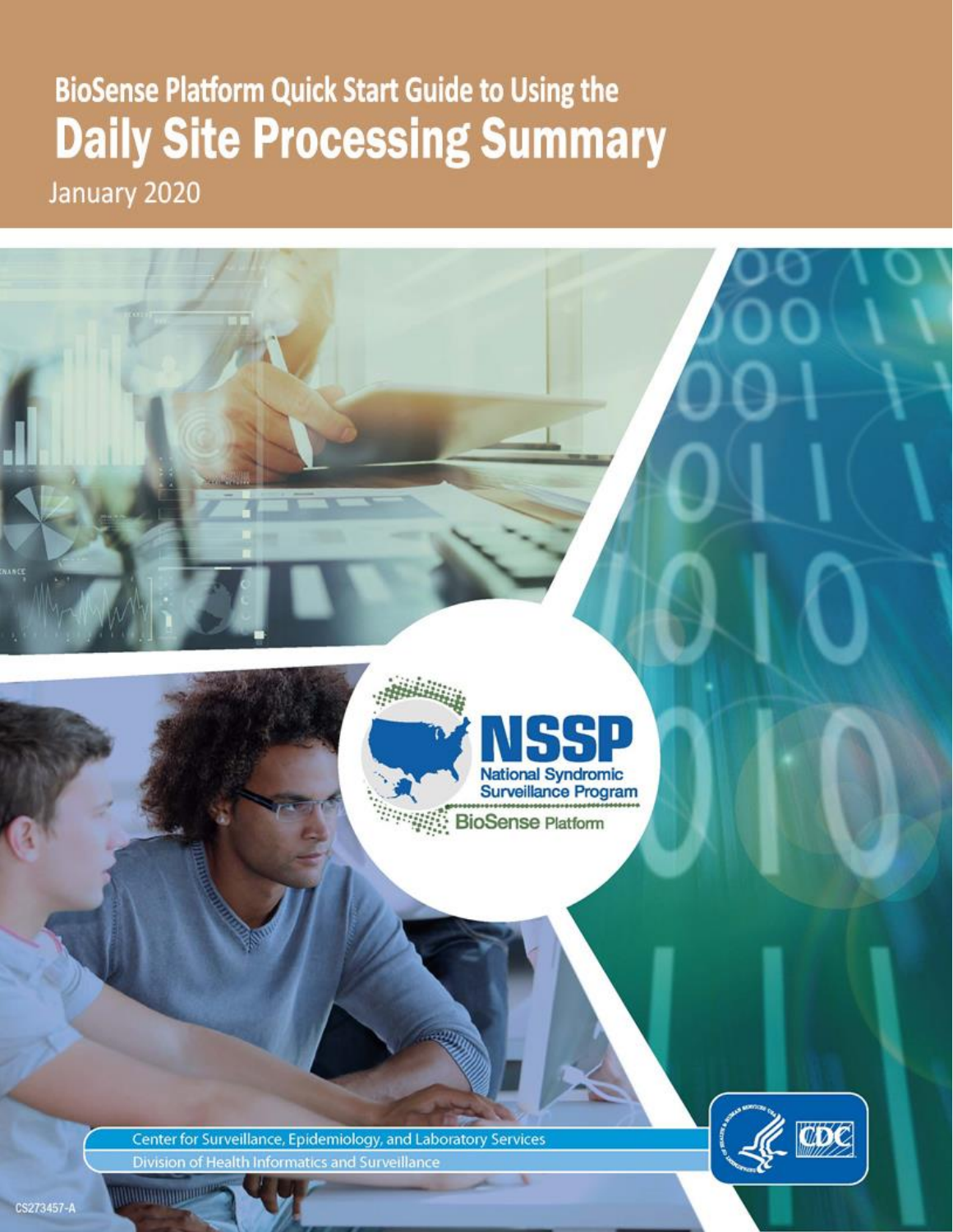# BioSense Platform Quick Start Guide to Using the Daily Site Processing Summary

January 2020

NSSP
National Syndromic Surveillance Program
BioSense Platform

Center for Surveillance, Epidemiology, and Laboratory Services
Division of Health Informatics and Surveillance

CS273457-A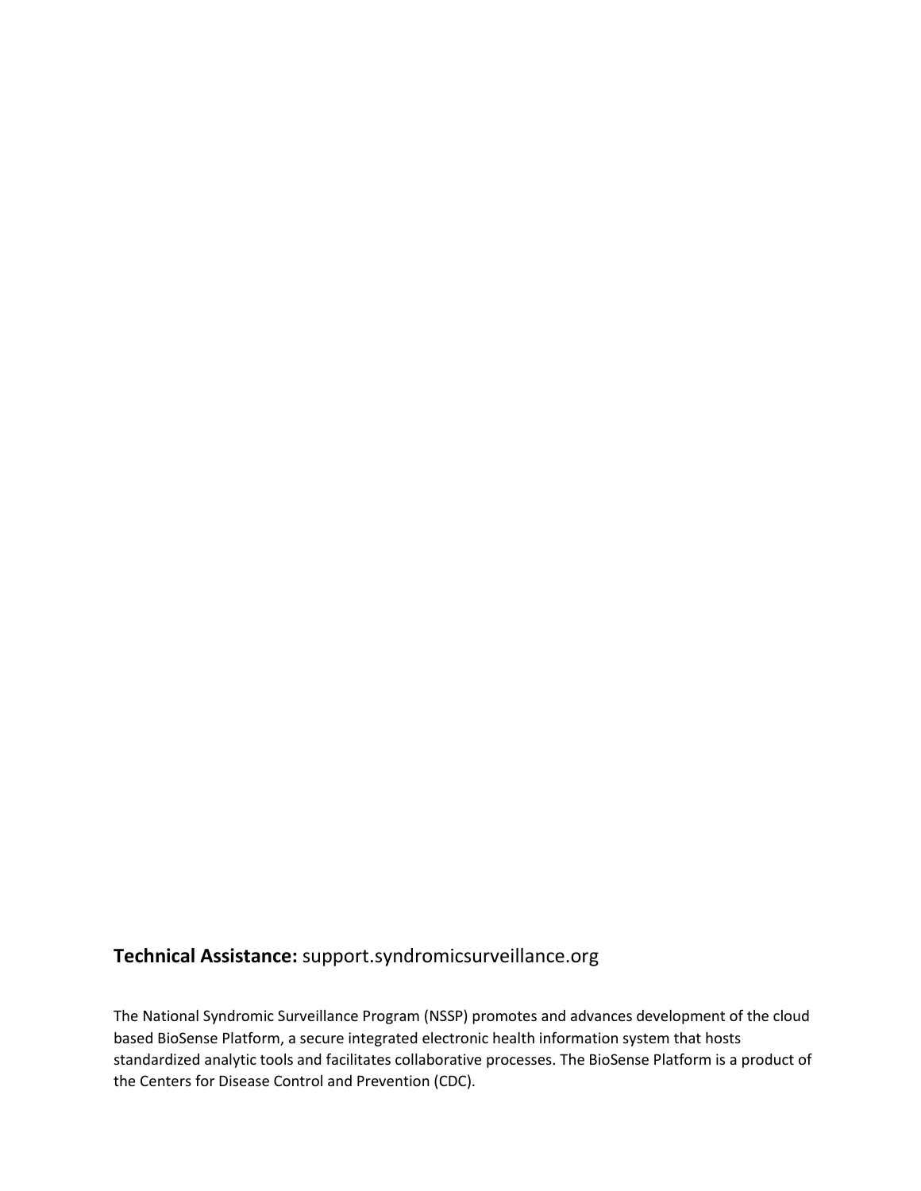**Technical Assistance:** support.syndromicsurveillance.org

The National Syndromic Surveillance Program (NSSP) promotes and advances development of the cloud based BioSense Platform, a secure integrated electronic health information system that hosts standardized analytic tools and facilitates collaborative processes. The BioSense Platform is a product of the Centers for Disease Control and Prevention (CDC).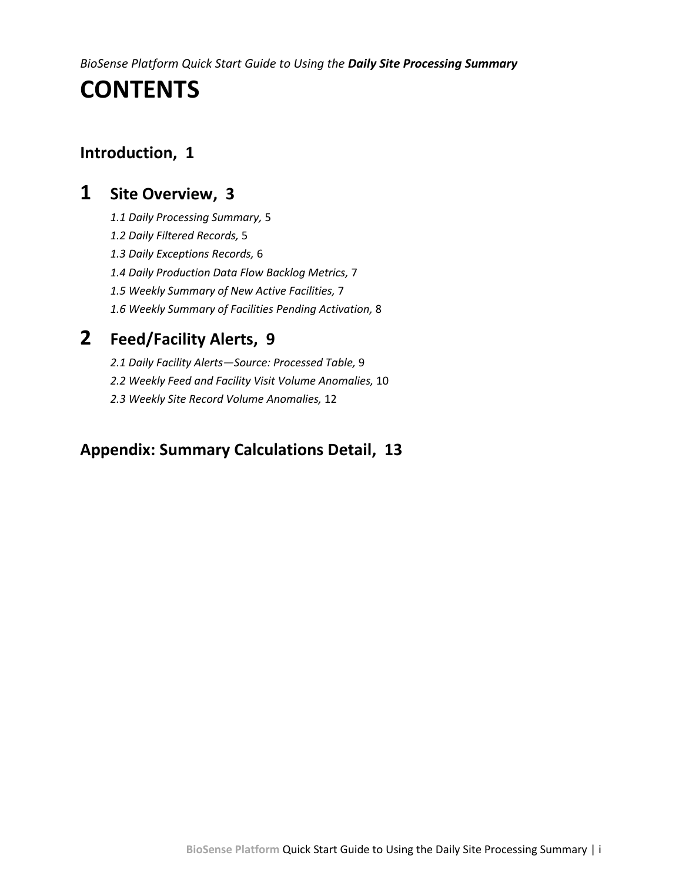*BioSense Platform Quick Start Guide to Using the* ***Daily Site Processing Summary***

# CONTENTS

## Introduction, 1

## 1 Site Overview, 3

*1.1 Daily Processing Summary,* 5

*1.2 Daily Filtered Records,* 5

*1.3 Daily Exceptions Records,* 6

*1.4 Daily Production Data Flow Backlog Metrics,* 7

*1.5 Weekly Summary of New Active Facilities,* 7

*1.6 Weekly Summary of Facilities Pending Activation,* 8

## 2 Feed/Facility Alerts, 9

*2.1 Daily Facility Alerts—Source: Processed Table,* 9

*2.2 Weekly Feed and Facility Visit Volume Anomalies,* 10

*2.3 Weekly Site Record Volume Anomalies,* 12

## Appendix: Summary Calculations Detail, 13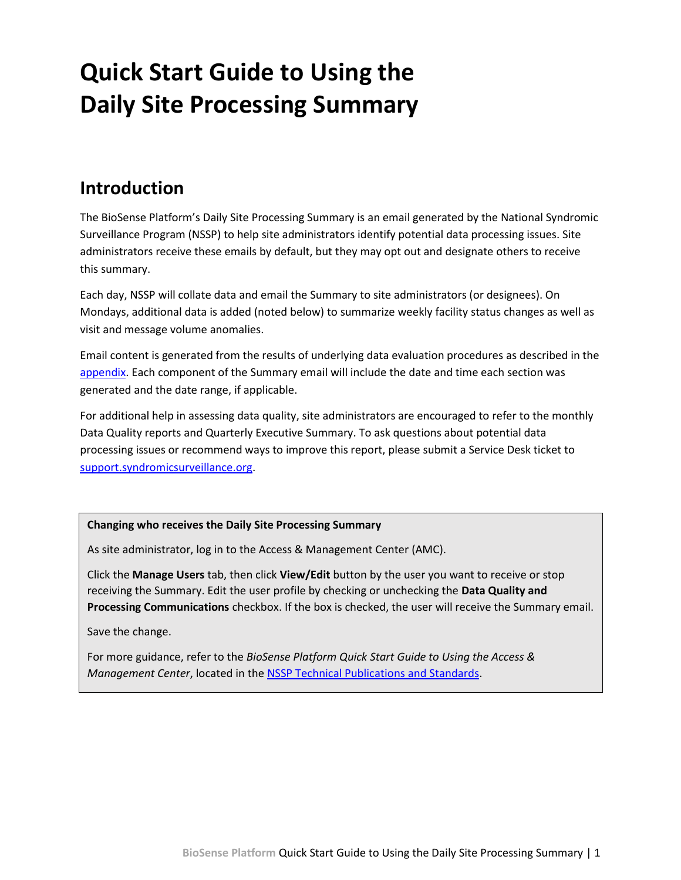# Quick Start Guide to Using the Daily Site Processing Summary

## Introduction

The BioSense Platform's Daily Site Processing Summary is an email generated by the National Syndromic Surveillance Program (NSSP) to help site administrators identify potential data processing issues. Site administrators receive these emails by default, but they may opt out and designate others to receive this summary.

Each day, NSSP will collate data and email the Summary to site administrators (or designees). On Mondays, additional data is added (noted below) to summarize weekly facility status changes as well as visit and message volume anomalies.

Email content is generated from the results of underlying data evaluation procedures as described in the [appendix](#). Each component of the Summary email will include the date and time each section was generated and the date range, if applicable.

For additional help in assessing data quality, site administrators are encouraged to refer to the monthly Data Quality reports and Quarterly Executive Summary. To ask questions about potential data processing issues or recommend ways to improve this report, please submit a Service Desk ticket to [support.syndromicsurveillance.org](#).

**Changing who receives the Daily Site Processing Summary**

As site administrator, log in to the Access & Management Center (AMC).

Click the **Manage Users** tab, then click **View/Edit** button by the user you want to receive or stop receiving the Summary. Edit the user profile by checking or unchecking the **Data Quality and Processing Communications** checkbox. If the box is checked, the user will receive the Summary email.

Save the change.

For more guidance, refer to the *BioSense Platform Quick Start Guide to Using the Access & Management Center*, located in the [NSSP Technical Publications and Standards](#).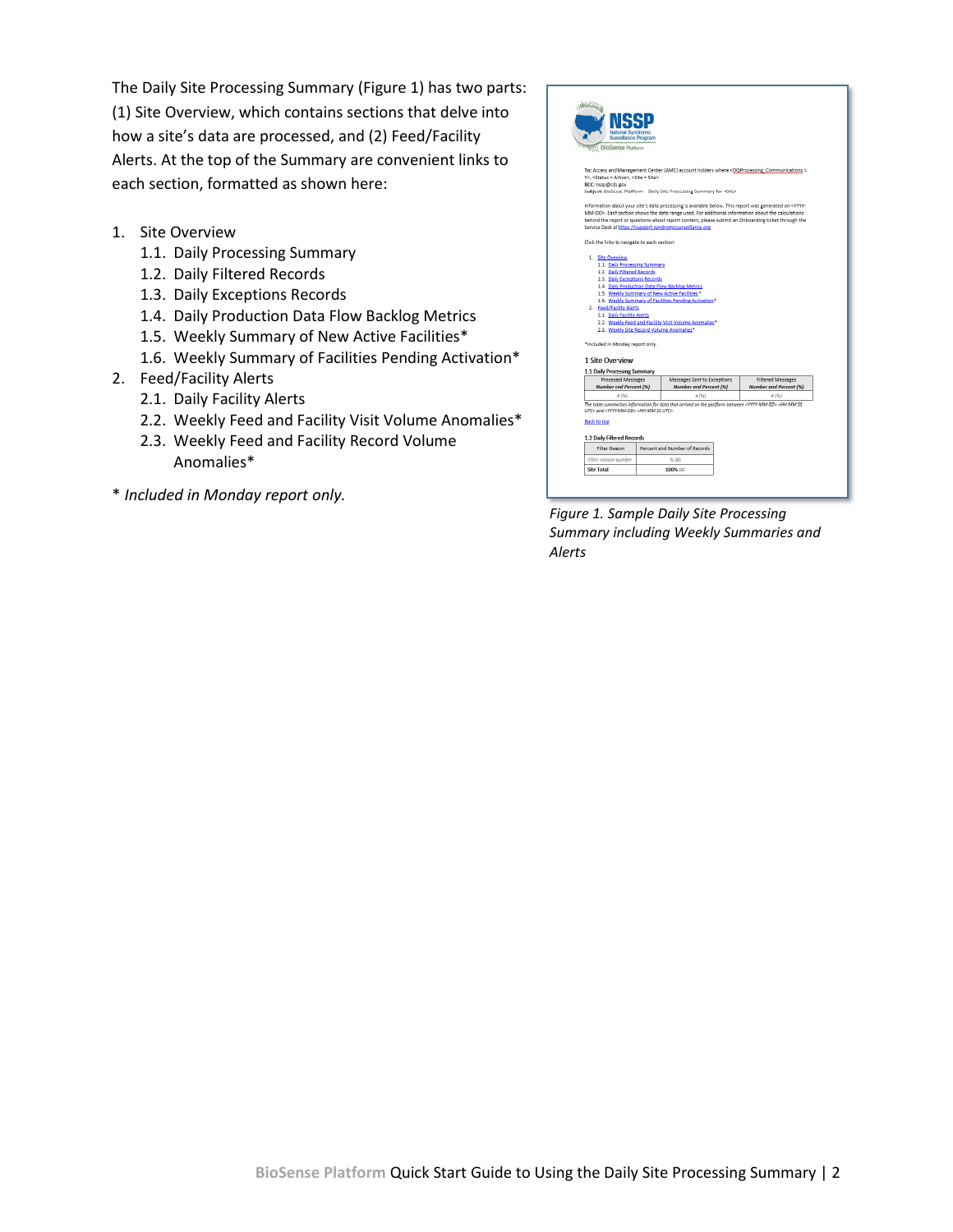The Daily Site Processing Summary (Figure 1) has two parts: (1) Site Overview, which contains sections that delve into how a site's data are processed, and (2) Feed/Facility Alerts. At the top of the Summary are convenient links to each section, formatted as shown here:

1. Site Overview
   1.1. Daily Processing Summary
   1.2. Daily Filtered Records
   1.3. Daily Exceptions Records
   1.4. Daily Production Data Flow Backlog Metrics
   1.5. Weekly Summary of New Active Facilities*
   1.6. Weekly Summary of Facilities Pending Activation*
2. Feed/Facility Alerts
   2.1. Daily Facility Alerts
   2.2. Weekly Feed and Facility Visit Volume Anomalies*
   2.3. Weekly Feed and Facility Record Volume Anomalies*

*\* Included in Monday report only.*

*Figure 1. Sample Daily Site Processing Summary including Weekly Summaries and Alerts*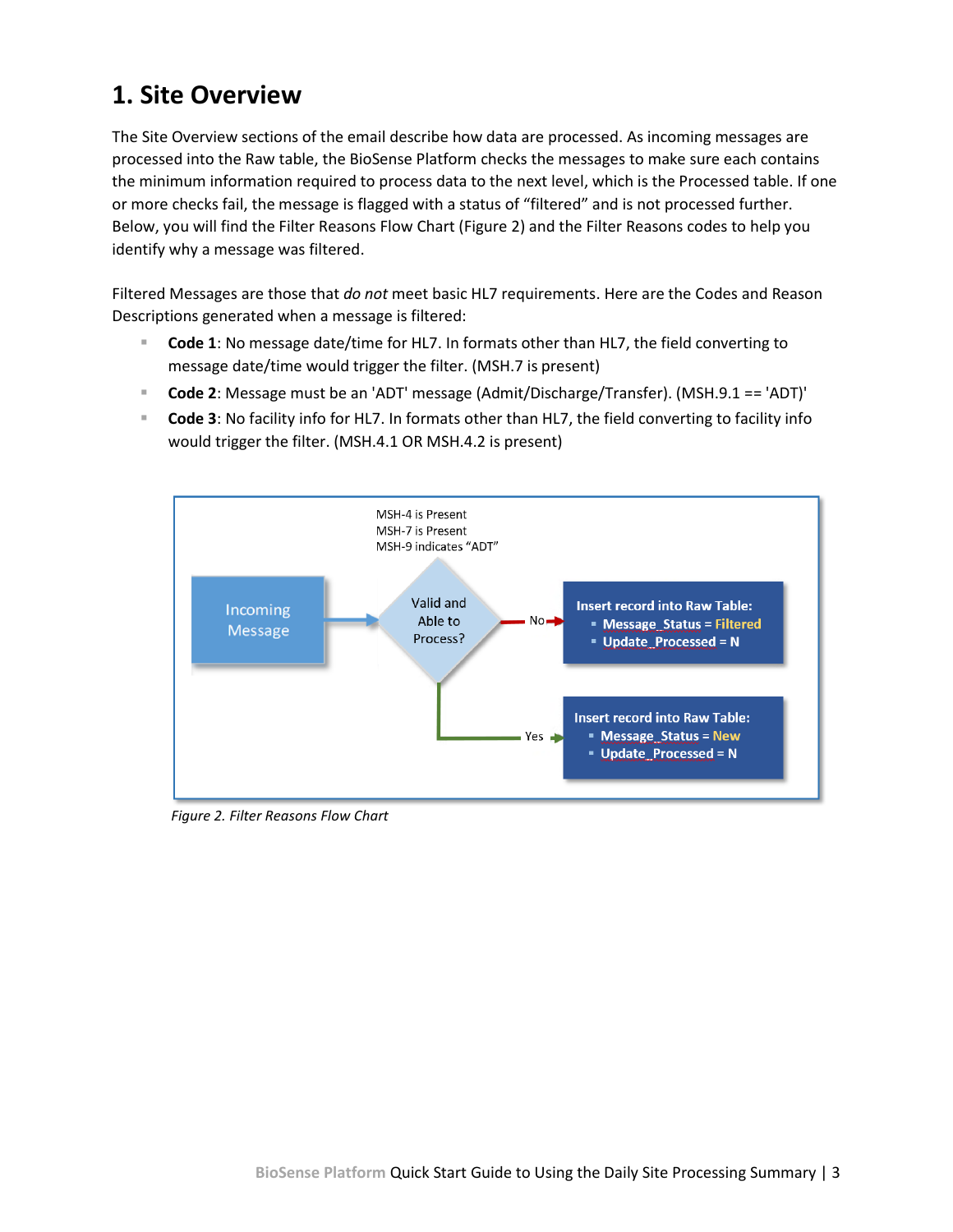# 1. Site Overview

The Site Overview sections of the email describe how data are processed. As incoming messages are processed into the Raw table, the BioSense Platform checks the messages to make sure each contains the minimum information required to process data to the next level, which is the Processed table. If one or more checks fail, the message is flagged with a status of "filtered" and is not processed further. Below, you will find the Filter Reasons Flow Chart (Figure 2) and the Filter Reasons codes to help you identify why a message was filtered.

Filtered Messages are those that *do not* meet basic HL7 requirements. Here are the Codes and Reason Descriptions generated when a message is filtered:

- **Code 1**: No message date/time for HL7. In formats other than HL7, the field converting to message date/time would trigger the filter. (MSH.7 is present)
- **Code 2**: Message must be an 'ADT' message (Admit/Discharge/Transfer). (MSH.9.1 == 'ADT)'
- **Code 3**: No facility info for HL7. In formats other than HL7, the field converting to facility info would trigger the filter. (MSH.4.1 OR MSH.4.2 is present)

MSH-4 is Present
MSH-7 is Present
MSH-9 indicates "ADT"

Incoming Message → Valid and Able to Process?

No → Insert record into Raw Table:
- Message_Status = Filtered
- Update_Processed = N

Yes → Insert record into Raw Table:
- Message_Status = New
- Update_Processed = N

*Figure 2. Filter Reasons Flow Chart*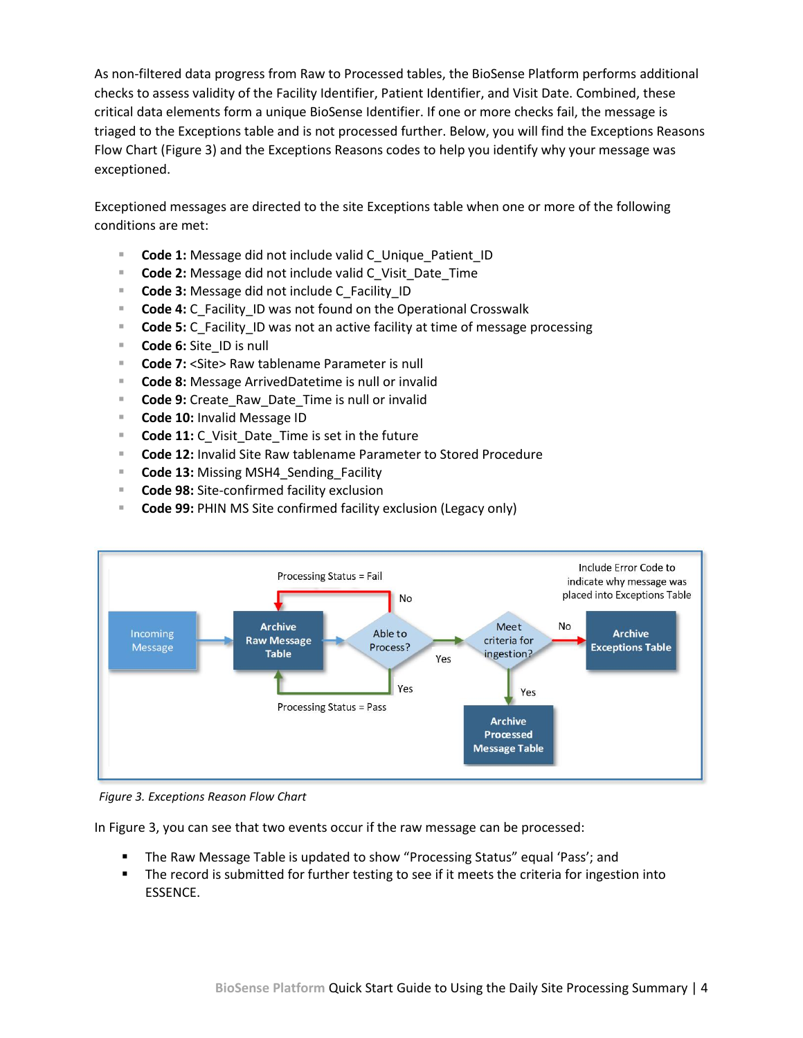As non-filtered data progress from Raw to Processed tables, the BioSense Platform performs additional checks to assess validity of the Facility Identifier, Patient Identifier, and Visit Date. Combined, these critical data elements form a unique BioSense Identifier. If one or more checks fail, the message is triaged to the Exceptions table and is not processed further. Below, you will find the Exceptions Reasons Flow Chart (Figure 3) and the Exceptions Reasons codes to help you identify why your message was exceptioned.

Exceptioned messages are directed to the site Exceptions table when one or more of the following conditions are met:

- **Code 1:** Message did not include valid C_Unique_Patient_ID
- **Code 2:** Message did not include valid C_Visit_Date_Time
- **Code 3:** Message did not include C_Facility_ID
- **Code 4:** C_Facility_ID was not found on the Operational Crosswalk
- **Code 5:** C_Facility_ID was not an active facility at time of message processing
- **Code 6:** Site_ID is null
- **Code 7:** <Site> Raw tablename Parameter is null
- **Code 8:** Message ArrivedDatetime is null or invalid
- **Code 9:** Create_Raw_Date_Time is null or invalid
- **Code 10:** Invalid Message ID
- **Code 11:** C_Visit_Date_Time is set in the future
- **Code 12:** Invalid Site Raw tablename Parameter to Stored Procedure
- **Code 13:** Missing MSH4_Sending_Facility
- **Code 98:** Site-confirmed facility exclusion
- **Code 99:** PHIN MS Site confirmed facility exclusion (Legacy only)

*Figure 3. Exceptions Reason Flow Chart*

In Figure 3, you can see that two events occur if the raw message can be processed:

- The Raw Message Table is updated to show "Processing Status" equal 'Pass'; and
- The record is submitted for further testing to see if it meets the criteria for ingestion into ESSENCE.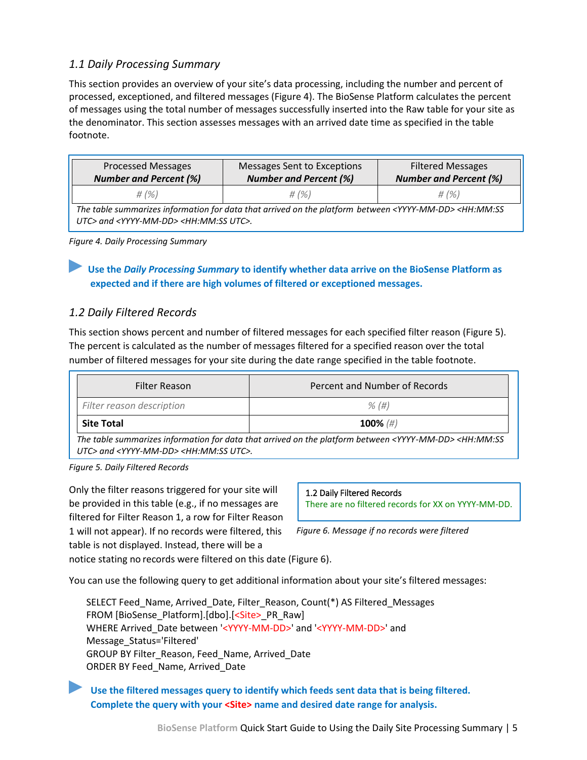### *1.1 Daily Processing Summary*

This section provides an overview of your site's data processing, including the number and percent of processed, exceptioned, and filtered messages (Figure 4). The BioSense Platform calculates the percent of messages using the total number of messages successfully inserted into the Raw table for your site as the denominator. This section assesses messages with an arrived date time as specified in the table footnote.

| Processed Messages ***Number and Percent (%)*** | Messages Sent to Exceptions ***Number and Percent (%)*** | Filtered Messages ***Number and Percent (%)*** |
|---|---|---|
| *# (%)* | *# (%)* | *# (%)* |

*The table summarizes information for data that arrived on the platform between <YYYY-MM-DD> <HH:MM:SS UTC> and <YYYY-MM-DD> <HH:MM:SS UTC>.*

*Figure 4. Daily Processing Summary*

**Use the *Daily Processing Summary* to identify whether data arrive on the BioSense Platform as expected and if there are high volumes of filtered or exceptioned messages.**

### *1.2 Daily Filtered Records*

This section shows percent and number of filtered messages for each specified filter reason (Figure 5). The percent is calculated as the number of messages filtered for a specified reason over the total number of filtered messages for your site during the date range specified in the table footnote.

| Filter Reason | Percent and Number of Records |
|---|---|
| *Filter reason description* | *% (#)* |
| **Site Total** | **100%** *(#)* |

*The table summarizes information for data that arrived on the platform between <YYYY-MM-DD> <HH:MM:SS UTC> and <YYYY-MM-DD> <HH:MM:SS UTC>.*

*Figure 5. Daily Filtered Records*

Only the filter reasons triggered for your site will be provided in this table (e.g., if no messages are filtered for Filter Reason 1, a row for Filter Reason 1 will not appear). If no records were filtered, this table is not displayed. Instead, there will be a notice stating no records were filtered on this date (Figure 6).

> 1.2 Daily Filtered Records
> There are no filtered records for XX on YYYY-MM-DD.

*Figure 6. Message if no records were filtered*

You can use the following query to get additional information about your site's filtered messages:

```
SELECT Feed_Name, Arrived_Date, Filter_Reason, Count(*) AS Filtered_Messages
FROM [BioSense_Platform].[dbo].[<Site>_PR_Raw]
WHERE Arrived_Date between '<YYYY-MM-DD>' and '<YYYY-MM-DD>' and
Message_Status='Filtered'
GROUP BY Filter_Reason, Feed_Name, Arrived_Date
ORDER BY Feed_Name, Arrived_Date
```

**Use the filtered messages query to identify which feeds sent data that is being filtered. Complete the query with your <Site> name and desired date range for analysis.**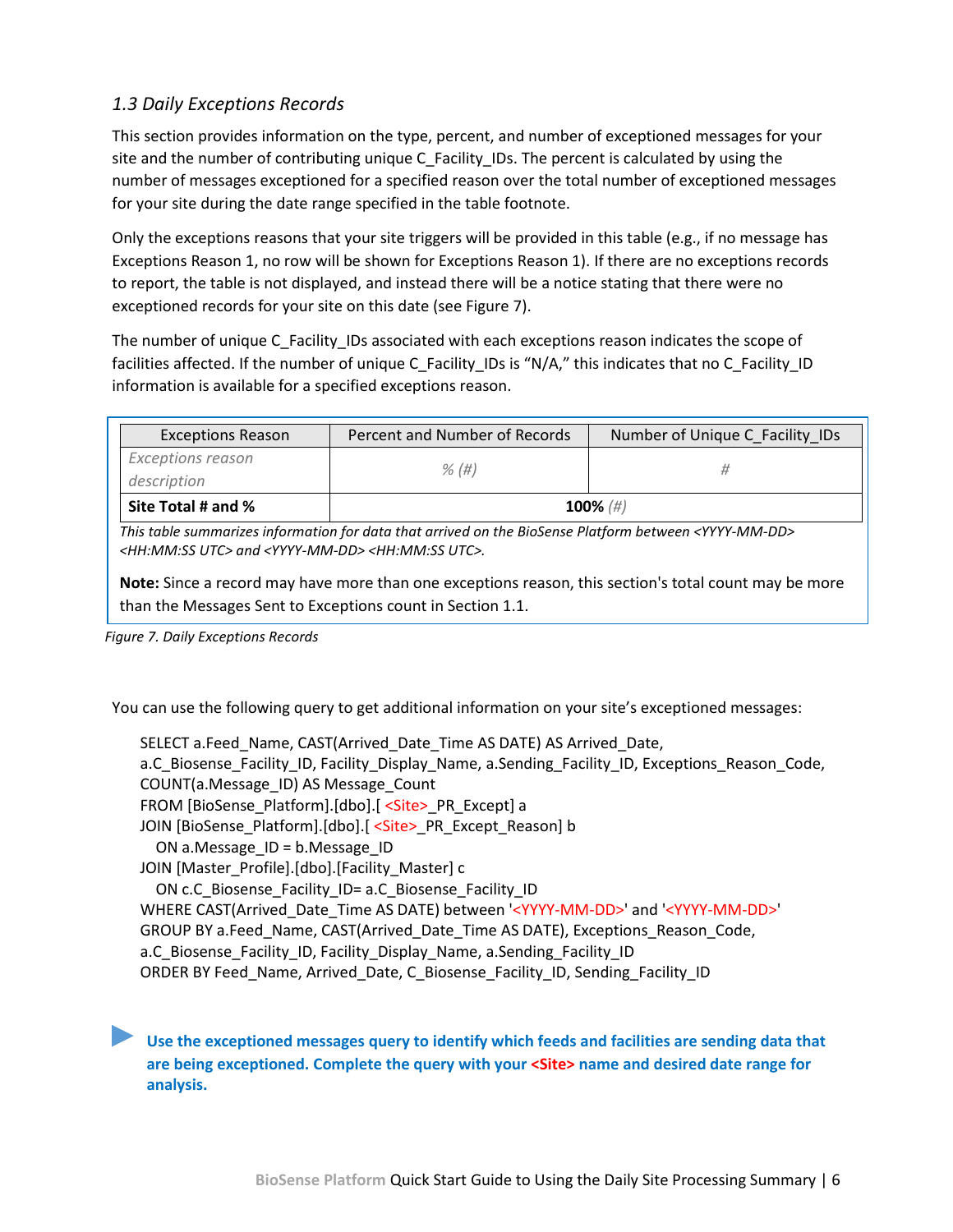### 1.3 Daily Exceptions Records

This section provides information on the type, percent, and number of exceptioned messages for your site and the number of contributing unique C_Facility_IDs. The percent is calculated by using the number of messages exceptioned for a specified reason over the total number of exceptioned messages for your site during the date range specified in the table footnote.

Only the exceptions reasons that your site triggers will be provided in this table (e.g., if no message has Exceptions Reason 1, no row will be shown for Exceptions Reason 1). If there are no exceptions records to report, the table is not displayed, and instead there will be a notice stating that there were no exceptioned records for your site on this date (see Figure 7).

The number of unique C_Facility_IDs associated with each exceptions reason indicates the scope of facilities affected. If the number of unique C_Facility_IDs is "N/A," this indicates that no C_Facility_ID information is available for a specified exceptions reason.

| Exceptions Reason | Percent and Number of Records | Number of Unique C_Facility_IDs |
|---|---|---|
| *Exceptions reason description* | *% (#)* | *#* |
| **Site Total # and %** | **100%** *(#)* | |

*This table summarizes information for data that arrived on the BioSense Platform between <YYYY-MM-DD> <HH:MM:SS UTC> and <YYYY-MM-DD> <HH:MM:SS UTC>.*

**Note:** Since a record may have more than one exceptions reason, this section's total count may be more than the Messages Sent to Exceptions count in Section 1.1.

*Figure 7. Daily Exceptions Records*

You can use the following query to get additional information on your site's exceptioned messages:

```
SELECT a.Feed_Name, CAST(Arrived_Date_Time AS DATE) AS Arrived_Date,
a.C_Biosense_Facility_ID, Facility_Display_Name, a.Sending_Facility_ID, Exceptions_Reason_Code,
COUNT(a.Message_ID) AS Message_Count
FROM [BioSense_Platform].[dbo].[ <Site>_PR_Except] a
JOIN [BioSense_Platform].[dbo].[ <Site>_PR_Except_Reason] b
   ON a.Message_ID = b.Message_ID
JOIN [Master_Profile].[dbo].[Facility_Master] c
   ON c.C_Biosense_Facility_ID= a.C_Biosense_Facility_ID
WHERE CAST(Arrived_Date_Time AS DATE) between '<YYYY-MM-DD>' and '<YYYY-MM-DD>'
GROUP BY a.Feed_Name, CAST(Arrived_Date_Time AS DATE), Exceptions_Reason_Code,
a.C_Biosense_Facility_ID, Facility_Display_Name, a.Sending_Facility_ID
ORDER BY Feed_Name, Arrived_Date, C_Biosense_Facility_ID, Sending_Facility_ID
```

**Use the exceptioned messages query to identify which feeds and facilities are sending data that are being exceptioned. Complete the query with your <Site> name and desired date range for analysis.**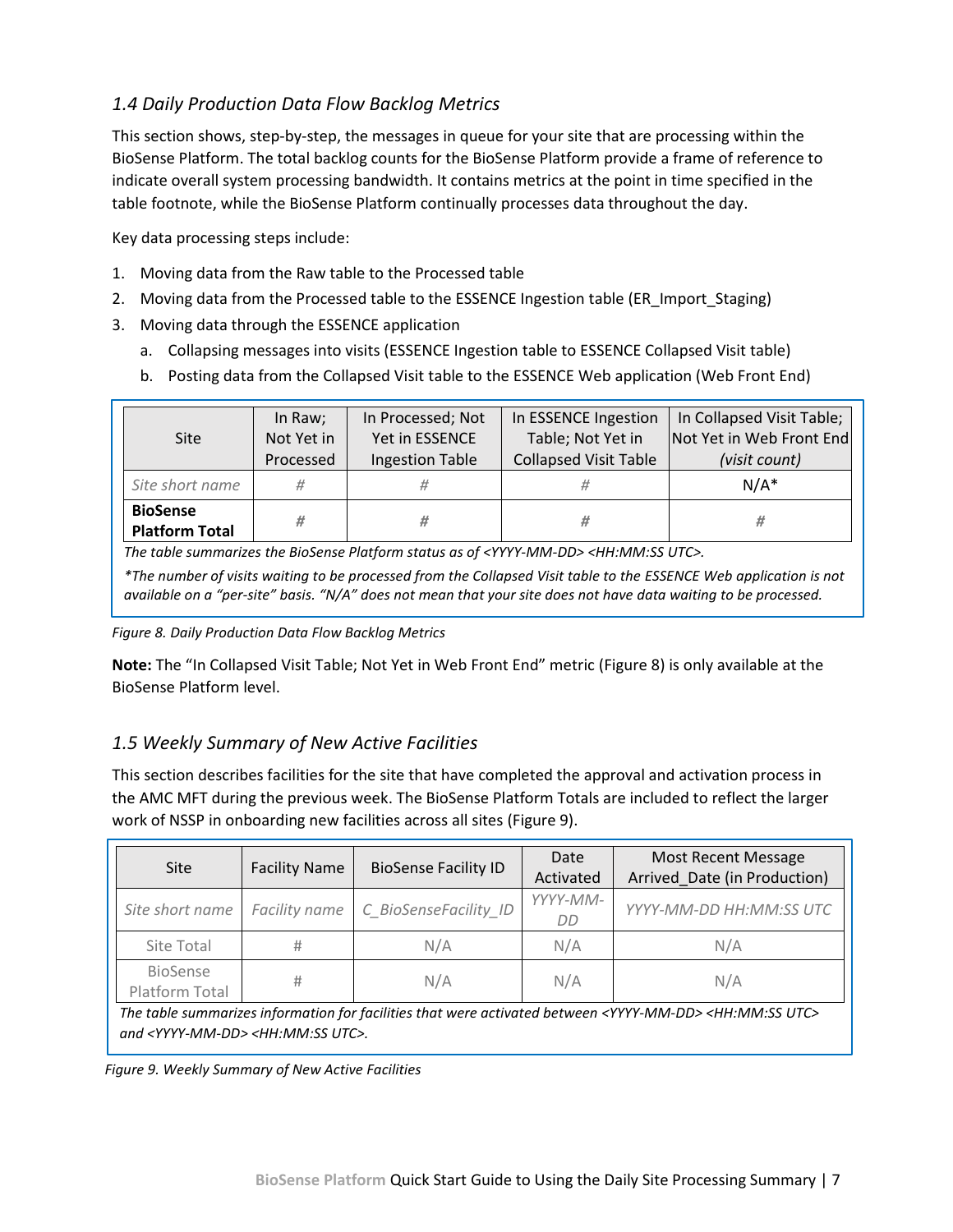### *1.4 Daily Production Data Flow Backlog Metrics*

This section shows, step-by-step, the messages in queue for your site that are processing within the BioSense Platform. The total backlog counts for the BioSense Platform provide a frame of reference to indicate overall system processing bandwidth. It contains metrics at the point in time specified in the table footnote, while the BioSense Platform continually processes data throughout the day.

Key data processing steps include:

1. Moving data from the Raw table to the Processed table
2. Moving data from the Processed table to the ESSENCE Ingestion table (ER_Import_Staging)
3. Moving data through the ESSENCE application
   a. Collapsing messages into visits (ESSENCE Ingestion table to ESSENCE Collapsed Visit table)
   b. Posting data from the Collapsed Visit table to the ESSENCE Web application (Web Front End)

| Site | In Raw; Not Yet in Processed | In Processed; Not Yet in ESSENCE Ingestion Table | In ESSENCE Ingestion Table; Not Yet in Collapsed Visit Table | In Collapsed Visit Table; Not Yet in Web Front End *(visit count)* |
|---|---|---|---|---|
| *Site short name* | # | # | # | N/A* |
| **BioSense Platform Total** | # | # | # | # |

*The table summarizes the BioSense Platform status as of <YYYY-MM-DD> <HH:MM:SS UTC>.*

*\*The number of visits waiting to be processed from the Collapsed Visit table to the ESSENCE Web application is not available on a "per-site" basis. "N/A" does not mean that your site does not have data waiting to be processed.*

*Figure 8. Daily Production Data Flow Backlog Metrics*

**Note:** The "In Collapsed Visit Table; Not Yet in Web Front End" metric (Figure 8) is only available at the BioSense Platform level.

### *1.5 Weekly Summary of New Active Facilities*

This section describes facilities for the site that have completed the approval and activation process in the AMC MFT during the previous week. The BioSense Platform Totals are included to reflect the larger work of NSSP in onboarding new facilities across all sites (Figure 9).

| Site | Facility Name | BioSense Facility ID | Date Activated | Most Recent Message Arrived_Date (in Production) |
|---|---|---|---|---|
| *Site short name* | *Facility name* | *C_BioSenseFacility_ID* | *YYYY-MM-DD* | *YYYY-MM-DD HH:MM:SS UTC* |
| Site Total | # | N/A | N/A | N/A |
| BioSense Platform Total | # | N/A | N/A | N/A |

*The table summarizes information for facilities that were activated between <YYYY-MM-DD> <HH:MM:SS UTC> and <YYYY-MM-DD> <HH:MM:SS UTC>.*

*Figure 9. Weekly Summary of New Active Facilities*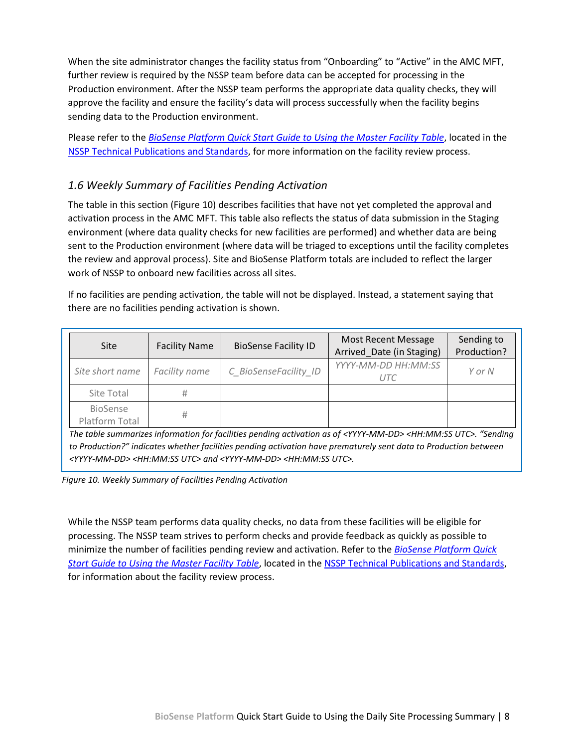When the site administrator changes the facility status from "Onboarding" to "Active" in the AMC MFT, further review is required by the NSSP team before data can be accepted for processing in the Production environment. After the NSSP team performs the appropriate data quality checks, they will approve the facility and ensure the facility's data will process successfully when the facility begins sending data to the Production environment.

Please refer to the [*BioSense Platform Quick Start Guide to Using the Master Facility Table*](), located in the [NSSP Technical Publications and Standards](), for more information on the facility review process.

### *1.6 Weekly Summary of Facilities Pending Activation*

The table in this section (Figure 10) describes facilities that have not yet completed the approval and activation process in the AMC MFT. This table also reflects the status of data submission in the Staging environment (where data quality checks for new facilities are performed) and whether data are being sent to the Production environment (where data will be triaged to exceptions until the facility completes the review and approval process). Site and BioSense Platform totals are included to reflect the larger work of NSSP to onboard new facilities across all sites.

If no facilities are pending activation, the table will not be displayed. Instead, a statement saying that there are no facilities pending activation is shown.

| Site | Facility Name | BioSense Facility ID | Most Recent Message Arrived_Date (in Staging) | Sending to Production? |
|---|---|---|---|---|
| *Site short name* | *Facility name* | *C_BioSenseFacility_ID* | *YYYY-MM-DD HH:MM:SS UTC* | *Y or N* |
| Site Total | # | | | |
| BioSense Platform Total | # | | | |

*The table summarizes information for facilities pending activation as of <YYYY-MM-DD> <HH:MM:SS UTC>. "Sending to Production?" indicates whether facilities pending activation have prematurely sent data to Production between <YYYY-MM-DD> <HH:MM:SS UTC> and <YYYY-MM-DD> <HH:MM:SS UTC>.*

*Figure 10. Weekly Summary of Facilities Pending Activation*

While the NSSP team performs data quality checks, no data from these facilities will be eligible for processing. The NSSP team strives to perform checks and provide feedback as quickly as possible to minimize the number of facilities pending review and activation. Refer to the [*BioSense Platform Quick Start Guide to Using the Master Facility Table*](), located in the [NSSP Technical Publications and Standards](), for information about the facility review process.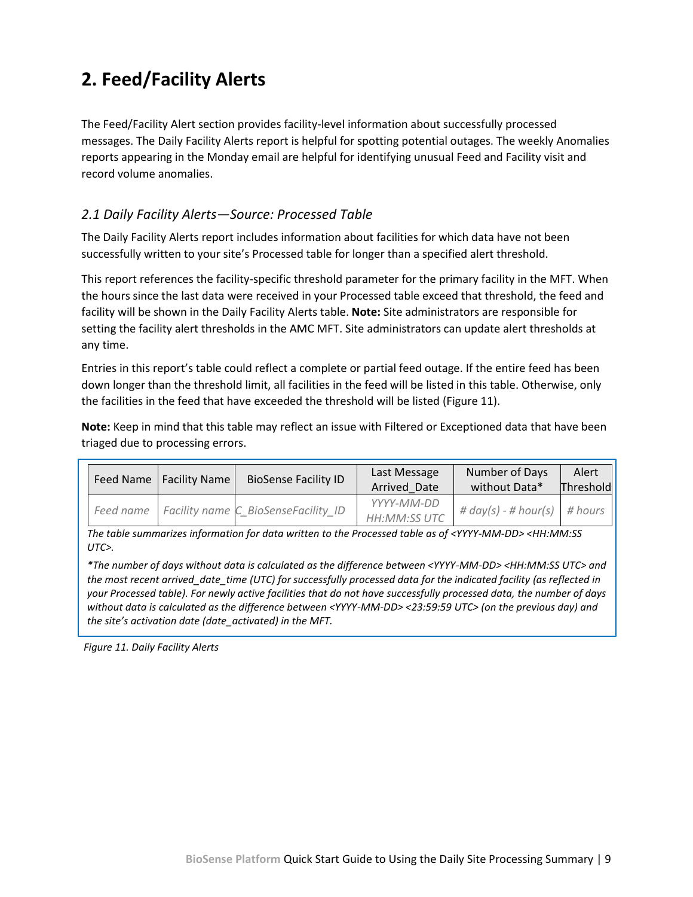# 2. Feed/Facility Alerts

The Feed/Facility Alert section provides facility-level information about successfully processed messages. The Daily Facility Alerts report is helpful for spotting potential outages. The weekly Anomalies reports appearing in the Monday email are helpful for identifying unusual Feed and Facility visit and record volume anomalies.

## *2.1 Daily Facility Alerts—Source: Processed Table*

The Daily Facility Alerts report includes information about facilities for which data have not been successfully written to your site's Processed table for longer than a specified alert threshold.

This report references the facility-specific threshold parameter for the primary facility in the MFT. When the hours since the last data were received in your Processed table exceed that threshold, the feed and facility will be shown in the Daily Facility Alerts table. **Note:** Site administrators are responsible for setting the facility alert thresholds in the AMC MFT. Site administrators can update alert thresholds at any time.

Entries in this report's table could reflect a complete or partial feed outage. If the entire feed has been down longer than the threshold limit, all facilities in the feed will be listed in this table. Otherwise, only the facilities in the feed that have exceeded the threshold will be listed (Figure 11).

**Note:** Keep in mind that this table may reflect an issue with Filtered or Exceptioned data that have been triaged due to processing errors.

| Feed Name | Facility Name | BioSense Facility ID | Last Message Arrived_Date | Number of Days without Data* | Alert Threshold |
|---|---|---|---|---|---|
| *Feed name* | *Facility name* | *C_BioSenseFacility_ID* | *YYYY-MM-DD HH:MM:SS UTC* | *# day(s) - # hour(s)* | *# hours* |

*The table summarizes information for data written to the Processed table as of <YYYY-MM-DD> <HH:MM:SS UTC>.*

*\*The number of days without data is calculated as the difference between <YYYY-MM-DD> <HH:MM:SS UTC> and the most recent arrived_date_time (UTC) for successfully processed data for the indicated facility (as reflected in your Processed table). For newly active facilities that do not have successfully processed data, the number of days without data is calculated as the difference between <YYYY-MM-DD> <23:59:59 UTC> (on the previous day) and the site's activation date (date_activated) in the MFT.*

*Figure 11. Daily Facility Alerts*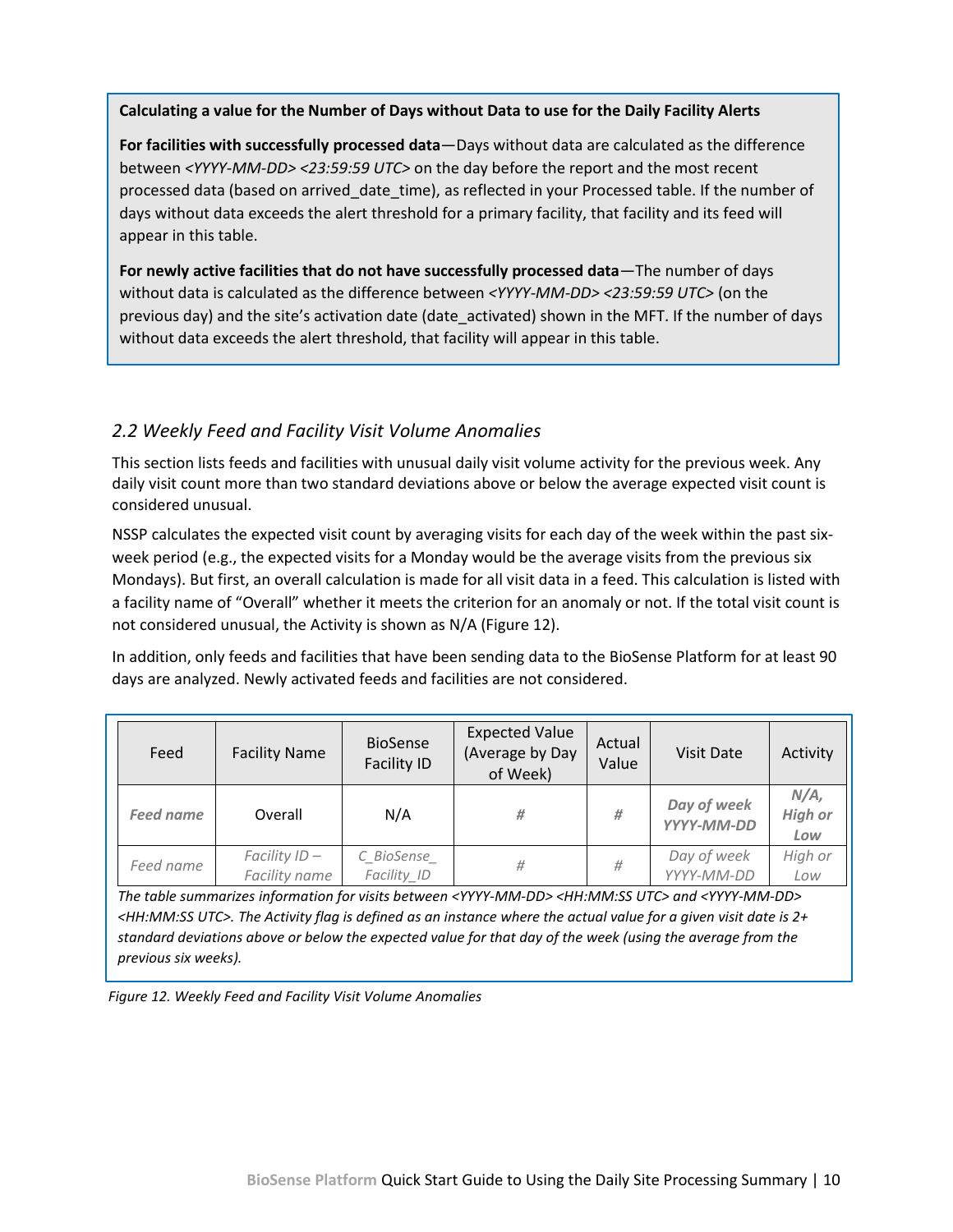**Calculating a value for the Number of Days without Data to use for the Daily Facility Alerts**

**For facilities with successfully processed data**—Days without data are calculated as the difference between *<YYYY-MM-DD> <23:59:59 UTC>* on the day before the report and the most recent processed data (based on arrived_date_time), as reflected in your Processed table. If the number of days without data exceeds the alert threshold for a primary facility, that facility and its feed will appear in this table.

**For newly active facilities that do not have successfully processed data**—The number of days without data is calculated as the difference between *<YYYY-MM-DD> <23:59:59 UTC>* (on the previous day) and the site's activation date (date_activated) shown in the MFT. If the number of days without data exceeds the alert threshold, that facility will appear in this table.

## *2.2 Weekly Feed and Facility Visit Volume Anomalies*

This section lists feeds and facilities with unusual daily visit volume activity for the previous week. Any daily visit count more than two standard deviations above or below the average expected visit count is considered unusual.

NSSP calculates the expected visit count by averaging visits for each day of the week within the past six-week period (e.g., the expected visits for a Monday would be the average visits from the previous six Mondays). But first, an overall calculation is made for all visit data in a feed. This calculation is listed with a facility name of "Overall" whether it meets the criterion for an anomaly or not. If the total visit count is not considered unusual, the Activity is shown as N/A (Figure 12).

In addition, only feeds and facilities that have been sending data to the BioSense Platform for at least 90 days are analyzed. Newly activated feeds and facilities are not considered.

| Feed | Facility Name | BioSense Facility ID | Expected Value (Average by Day of Week) | Actual Value | Visit Date | Activity |
|---|---|---|---|---|---|---|
| ***Feed name*** | Overall | N/A | *#* | *#* | ***Day of week YYYY-MM-DD*** | ***N/A, High or Low*** |
| *Feed name* | *Facility ID – Facility name* | *C_BioSense_ Facility_ID* | *#* | *#* | *Day of week YYYY-MM-DD* | *High or Low* |

*The table summarizes information for visits between <YYYY-MM-DD> <HH:MM:SS UTC> and <YYYY-MM-DD> <HH:MM:SS UTC>. The Activity flag is defined as an instance where the actual value for a given visit date is 2+ standard deviations above or below the expected value for that day of the week (using the average from the previous six weeks).*

*Figure 12. Weekly Feed and Facility Visit Volume Anomalies*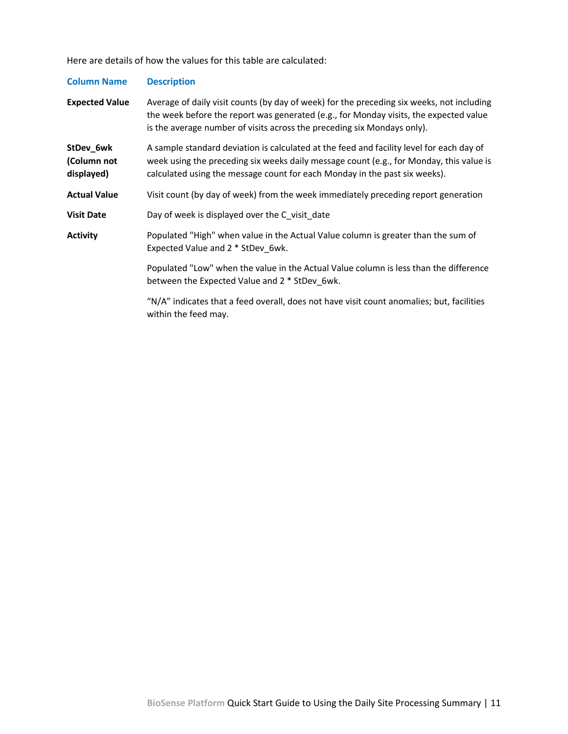Here are details of how the values for this table are calculated:

| Column Name | Description |
| --- | --- |
| **Expected Value** | Average of daily visit counts (by day of week) for the preceding six weeks, not including the week before the report was generated (e.g., for Monday visits, the expected value is the average number of visits across the preceding six Mondays only). |
| **StDev_6wk (Column not displayed)** | A sample standard deviation is calculated at the feed and facility level for each day of week using the preceding six weeks daily message count (e.g., for Monday, this value is calculated using the message count for each Monday in the past six weeks). |
| **Actual Value** | Visit count (by day of week) from the week immediately preceding report generation |
| **Visit Date** | Day of week is displayed over the C_visit_date |
| **Activity** | Populated "High" when value in the Actual Value column is greater than the sum of Expected Value and 2 * StDev_6wk.<br><br>Populated "Low" when the value in the Actual Value column is less than the difference between the Expected Value and 2 * StDev_6wk.<br><br>“N/A” indicates that a feed overall, does not have visit count anomalies; but, facilities within the feed may. |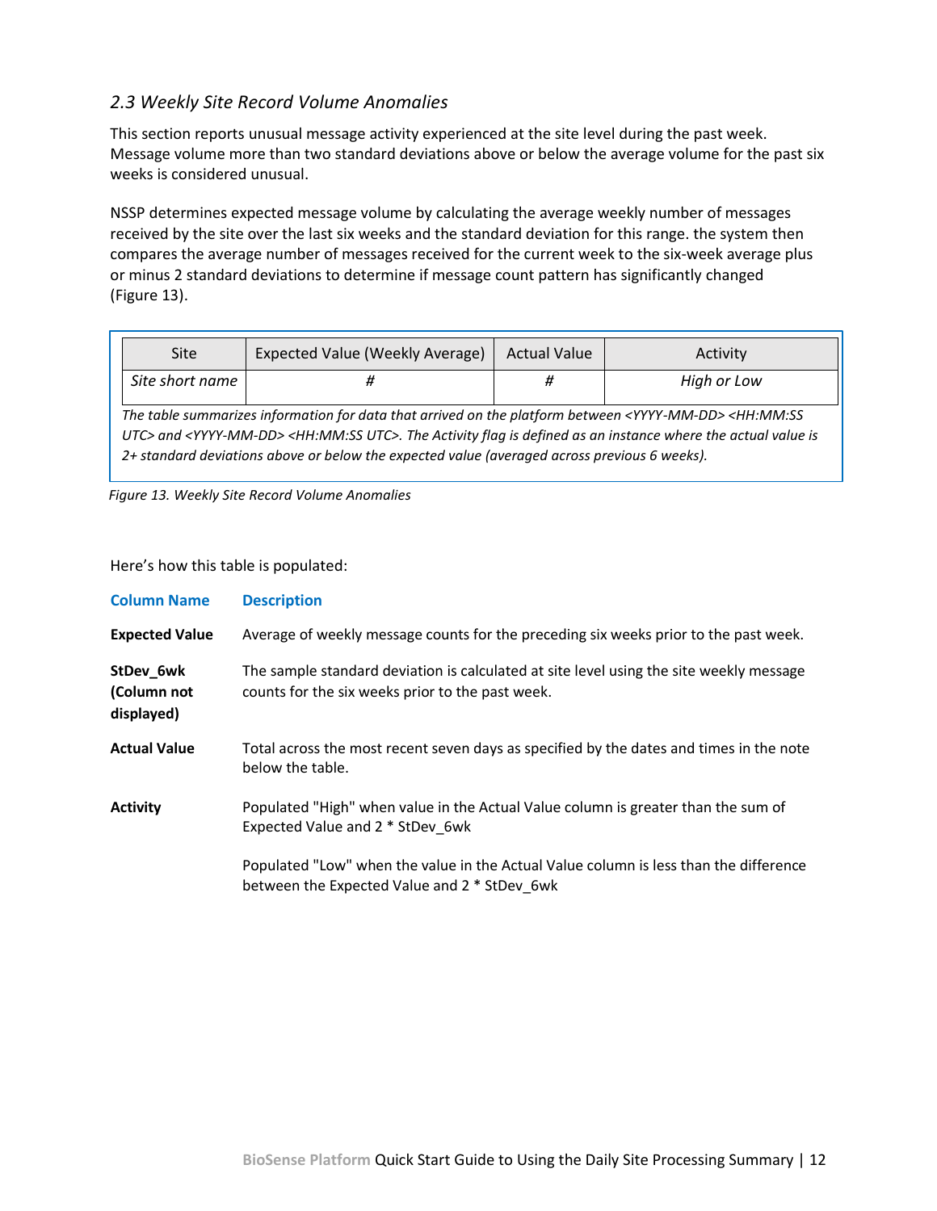### *2.3 Weekly Site Record Volume Anomalies*

This section reports unusual message activity experienced at the site level during the past week. Message volume more than two standard deviations above or below the average volume for the past six weeks is considered unusual.

NSSP determines expected message volume by calculating the average weekly number of messages received by the site over the last six weeks and the standard deviation for this range. the system then compares the average number of messages received for the current week to the six-week average plus or minus 2 standard deviations to determine if message count pattern has significantly changed (Figure 13).

| Site | Expected Value (Weekly Average) | Actual Value | Activity |
|---|---|---|---|
| *Site short name* | *#* | *#* | *High or Low* |

*The table summarizes information for data that arrived on the platform between <YYYY-MM-DD> <HH:MM:SS UTC> and <YYYY-MM-DD> <HH:MM:SS UTC>. The Activity flag is defined as an instance where the actual value is 2+ standard deviations above or below the expected value (averaged across previous 6 weeks).*

*Figure 13. Weekly Site Record Volume Anomalies*

Here's how this table is populated:

| Column Name | Description |
|---|---|
| **Expected Value** | Average of weekly message counts for the preceding six weeks prior to the past week. |
| **StDev_6wk (Column not displayed)** | The sample standard deviation is calculated at site level using the site weekly message counts for the six weeks prior to the past week. |
| **Actual Value** | Total across the most recent seven days as specified by the dates and times in the note below the table. |
| **Activity** | Populated "High" when value in the Actual Value column is greater than the sum of Expected Value and 2 * StDev_6wk<br><br>Populated "Low" when the value in the Actual Value column is less than the difference between the Expected Value and 2 * StDev_6wk |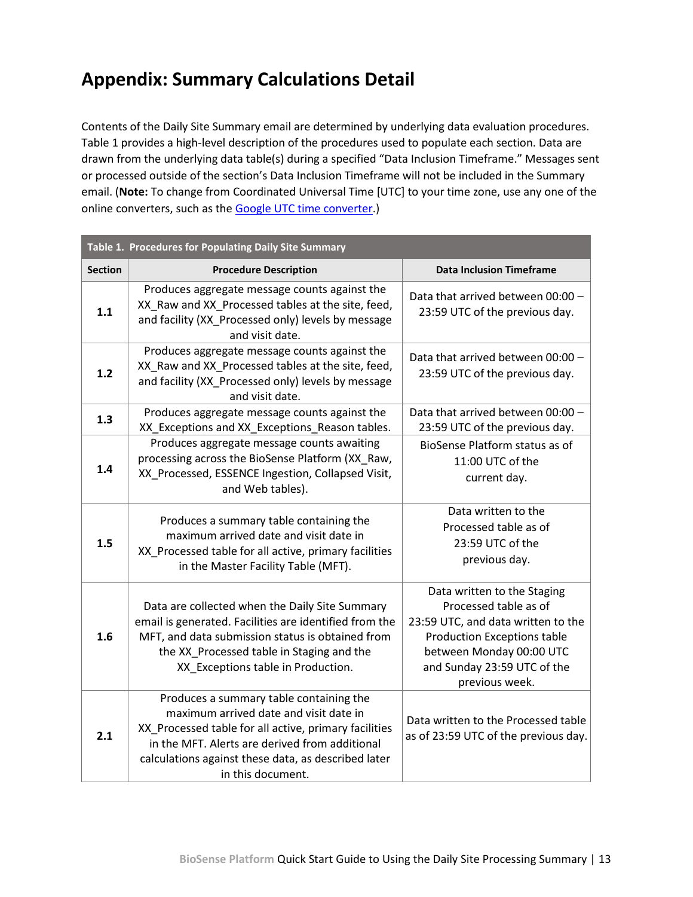# Appendix: Summary Calculations Detail

Contents of the Daily Site Summary email are determined by underlying data evaluation procedures. Table 1 provides a high-level description of the procedures used to populate each section. Data are drawn from the underlying data table(s) during a specified "Data Inclusion Timeframe." Messages sent or processed outside of the section's Data Inclusion Timeframe will not be included in the Summary email. (**Note:** To change from Coordinated Universal Time [UTC] to your time zone, use any one of the online converters, such as the [Google UTC time converter](Google UTC time converter).)

**Table 1. Procedures for Populating Daily Site Summary**

| Section | Procedure Description | Data Inclusion Timeframe |
|---|---|---|
| 1.1 | Produces aggregate message counts against the XX_Raw and XX_Processed tables at the site, feed, and facility (XX_Processed only) levels by message and visit date. | Data that arrived between 00:00 – 23:59 UTC of the previous day. |
| 1.2 | Produces aggregate message counts against the XX_Raw and XX_Processed tables at the site, feed, and facility (XX_Processed only) levels by message and visit date. | Data that arrived between 00:00 – 23:59 UTC of the previous day. |
| 1.3 | Produces aggregate message counts against the XX_Exceptions and XX_Exceptions_Reason tables. | Data that arrived between 00:00 – 23:59 UTC of the previous day. |
| 1.4 | Produces aggregate message counts awaiting processing across the BioSense Platform (XX_Raw, XX_Processed, ESSENCE Ingestion, Collapsed Visit, and Web tables). | BioSense Platform status as of 11:00 UTC of the current day. |
| 1.5 | Produces a summary table containing the maximum arrived date and visit date in XX_Processed table for all active, primary facilities in the Master Facility Table (MFT). | Data written to the Processed table as of 23:59 UTC of the previous day. |
| 1.6 | Data are collected when the Daily Site Summary email is generated. Facilities are identified from the MFT, and data submission status is obtained from the XX_Processed table in Staging and the XX_Exceptions table in Production. | Data written to the Staging Processed table as of 23:59 UTC, and data written to the Production Exceptions table between Monday 00:00 UTC and Sunday 23:59 UTC of the previous week. |
| 2.1 | Produces a summary table containing the maximum arrived date and visit date in XX_Processed table for all active, primary facilities in the MFT. Alerts are derived from additional calculations against these data, as described later in this document. | Data written to the Processed table as of 23:59 UTC of the previous day. |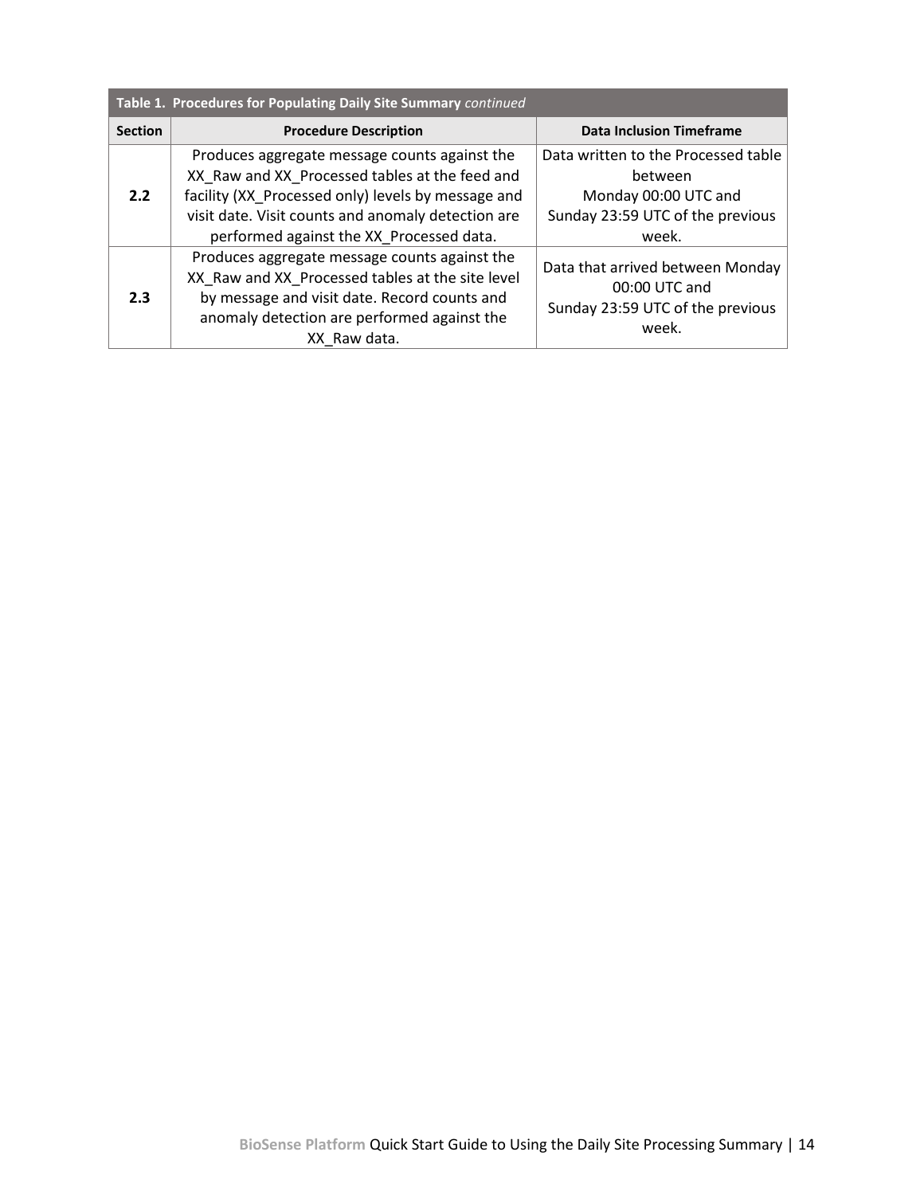**Table 1. Procedures for Populating Daily Site Summary** *continued*

| Section | Procedure Description | Data Inclusion Timeframe |
|---|---|---|
| **2.2** | Produces aggregate message counts against the XX_Raw and XX_Processed tables at the feed and facility (XX_Processed only) levels by message and visit date. Visit counts and anomaly detection are performed against the XX_Processed data. | Data written to the Processed table between Monday 00:00 UTC and Sunday 23:59 UTC of the previous week. |
| **2.3** | Produces aggregate message counts against the XX_Raw and XX_Processed tables at the site level by message and visit date. Record counts and anomaly detection are performed against the XX_Raw data. | Data that arrived between Monday 00:00 UTC and Sunday 23:59 UTC of the previous week. |